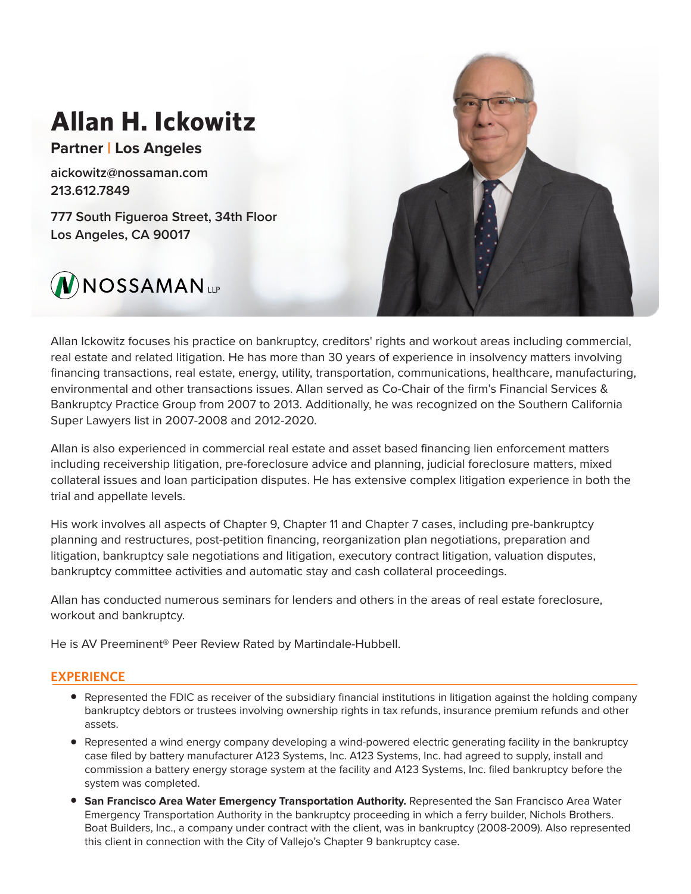# Allan H. Ickowitz

**Partner | Los Angeles**

aickowitz@nossaman.com
213.612.7849

777 South Figueroa Street, 34th Floor
Los Angeles, CA 90017

NOSSAMAN LLP

Allan Ickowitz focuses his practice on bankruptcy, creditors' rights and workout areas including commercial, real estate and related litigation. He has more than 30 years of experience in insolvency matters involving financing transactions, real estate, energy, utility, transportation, communications, healthcare, manufacturing, environmental and other transactions issues. Allan served as Co-Chair of the firm's Financial Services & Bankruptcy Practice Group from 2007 to 2013. Additionally, he was recognized on the Southern California Super Lawyers list in 2007-2008 and 2012-2020.

Allan is also experienced in commercial real estate and asset based financing lien enforcement matters including receivership litigation, pre-foreclosure advice and planning, judicial foreclosure matters, mixed collateral issues and loan participation disputes. He has extensive complex litigation experience in both the trial and appellate levels.

His work involves all aspects of Chapter 9, Chapter 11 and Chapter 7 cases, including pre-bankruptcy planning and restructures, post-petition financing, reorganization plan negotiations, preparation and litigation, bankruptcy sale negotiations and litigation, executory contract litigation, valuation disputes, bankruptcy committee activities and automatic stay and cash collateral proceedings.

Allan has conducted numerous seminars for lenders and others in the areas of real estate foreclosure, workout and bankruptcy.

He is AV Preeminent® Peer Review Rated by Martindale-Hubbell.

## EXPERIENCE

- Represented the FDIC as receiver of the subsidiary financial institutions in litigation against the holding company bankruptcy debtors or trustees involving ownership rights in tax refunds, insurance premium refunds and other assets.
- Represented a wind energy company developing a wind-powered electric generating facility in the bankruptcy case filed by battery manufacturer A123 Systems, Inc. A123 Systems, Inc. had agreed to supply, install and commission a battery energy storage system at the facility and A123 Systems, Inc. filed bankruptcy before the system was completed.
- **San Francisco Area Water Emergency Transportation Authority.** Represented the San Francisco Area Water Emergency Transportation Authority in the bankruptcy proceeding in which a ferry builder, Nichols Brothers. Boat Builders, Inc., a company under contract with the client, was in bankruptcy (2008-2009). Also represented this client in connection with the City of Vallejo's Chapter 9 bankruptcy case.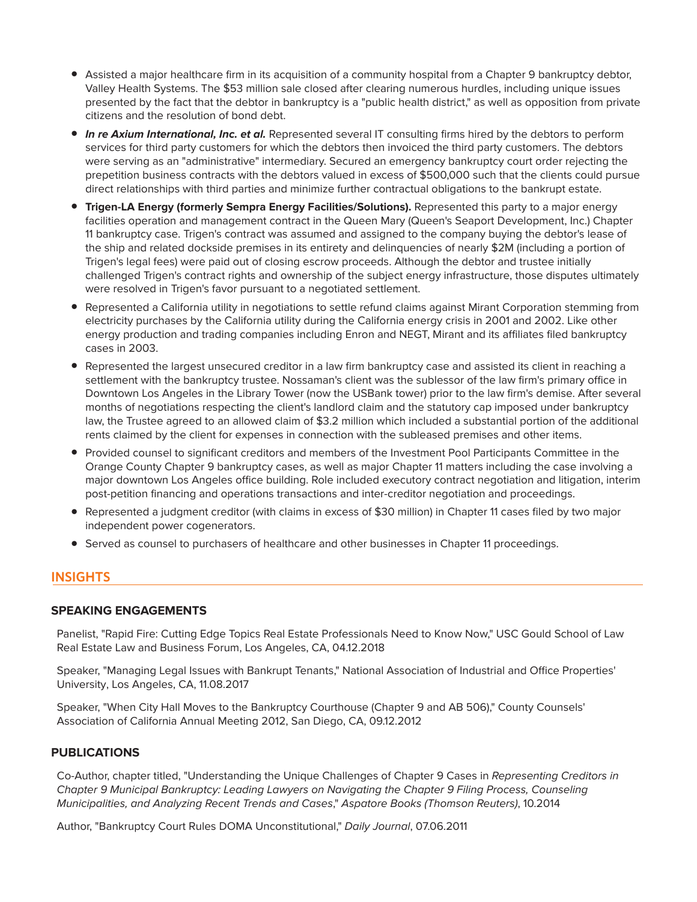- Assisted a major healthcare firm in its acquisition of a community hospital from a Chapter 9 bankruptcy debtor, Valley Health Systems. The $53 million sale closed after clearing numerous hurdles, including unique issues presented by the fact that the debtor in bankruptcy is a "public health district," as well as opposition from private citizens and the resolution of bond debt.
- ***In re Axium International, Inc. et al.*** Represented several IT consulting firms hired by the debtors to perform services for third party customers for which the debtors then invoiced the third party customers. The debtors were serving as an "administrative" intermediary. Secured an emergency bankruptcy court order rejecting the prepetition business contracts with the debtors valued in excess of $500,000 such that the clients could pursue direct relationships with third parties and minimize further contractual obligations to the bankrupt estate.
- **Trigen-LA Energy (formerly Sempra Energy Facilities/Solutions).** Represented this party to a major energy facilities operation and management contract in the Queen Mary (Queen's Seaport Development, Inc.) Chapter 11 bankruptcy case. Trigen's contract was assumed and assigned to the company buying the debtor's lease of the ship and related dockside premises in its entirety and delinquencies of nearly $2M (including a portion of Trigen's legal fees) were paid out of closing escrow proceeds. Although the debtor and trustee initially challenged Trigen's contract rights and ownership of the subject energy infrastructure, those disputes ultimately were resolved in Trigen's favor pursuant to a negotiated settlement.
- Represented a California utility in negotiations to settle refund claims against Mirant Corporation stemming from electricity purchases by the California utility during the California energy crisis in 2001 and 2002. Like other energy production and trading companies including Enron and NEGT, Mirant and its affiliates filed bankruptcy cases in 2003.
- Represented the largest unsecured creditor in a law firm bankruptcy case and assisted its client in reaching a settlement with the bankruptcy trustee. Nossaman's client was the sublessor of the law firm's primary office in Downtown Los Angeles in the Library Tower (now the USBank tower) prior to the law firm's demise. After several months of negotiations respecting the client's landlord claim and the statutory cap imposed under bankruptcy law, the Trustee agreed to an allowed claim of $3.2 million which included a substantial portion of the additional rents claimed by the client for expenses in connection with the subleased premises and other items.
- Provided counsel to significant creditors and members of the Investment Pool Participants Committee in the Orange County Chapter 9 bankruptcy cases, as well as major Chapter 11 matters including the case involving a major downtown Los Angeles office building. Role included executory contract negotiation and litigation, interim post-petition financing and operations transactions and inter-creditor negotiation and proceedings.
- Represented a judgment creditor (with claims in excess of $30 million) in Chapter 11 cases filed by two major independent power cogenerators.
- Served as counsel to purchasers of healthcare and other businesses in Chapter 11 proceedings.

## INSIGHTS

### SPEAKING ENGAGEMENTS

Panelist, "Rapid Fire: Cutting Edge Topics Real Estate Professionals Need to Know Now," USC Gould School of Law Real Estate Law and Business Forum, Los Angeles, CA, 04.12.2018

Speaker, "Managing Legal Issues with Bankrupt Tenants," National Association of Industrial and Office Properties' University, Los Angeles, CA, 11.08.2017

Speaker, "When City Hall Moves to the Bankruptcy Courthouse (Chapter 9 and AB 506)," County Counsels' Association of California Annual Meeting 2012, San Diego, CA, 09.12.2012

### PUBLICATIONS

Co-Author, chapter titled, "Understanding the Unique Challenges of Chapter 9 Cases in *Representing Creditors in Chapter 9 Municipal Bankruptcy: Leading Lawyers on Navigating the Chapter 9 Filing Process, Counseling Municipalities, and Analyzing Recent Trends and Cases*," *Aspatore Books (Thomson Reuters)*, 10.2014

Author, "Bankruptcy Court Rules DOMA Unconstitutional," *Daily Journal*, 07.06.2011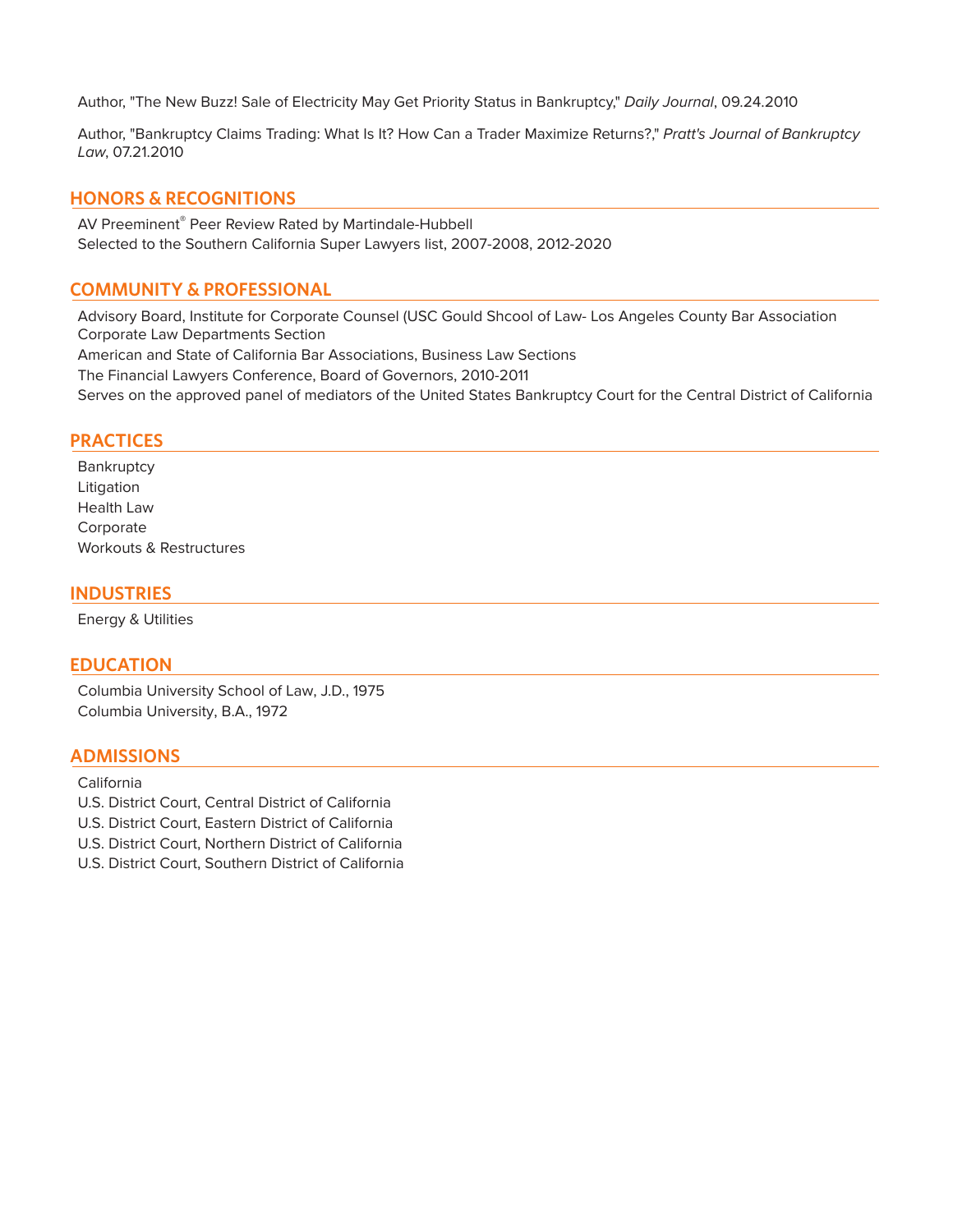Author, "The New Buzz! Sale of Electricity May Get Priority Status in Bankruptcy," *Daily Journal*, 09.24.2010

Author, "Bankruptcy Claims Trading: What Is It? How Can a Trader Maximize Returns?," *Pratt's Journal of Bankruptcy Law*, 07.21.2010

## HONORS & RECOGNITIONS

AV Preeminent® Peer Review Rated by Martindale-Hubbell
Selected to the Southern California Super Lawyers list, 2007-2008, 2012-2020

## COMMUNITY & PROFESSIONAL

Advisory Board, Institute for Corporate Counsel (USC Gould Shcool of Law- Los Angeles County Bar Association Corporate Law Departments Section
American and State of California Bar Associations, Business Law Sections
The Financial Lawyers Conference, Board of Governors, 2010-2011
Serves on the approved panel of mediators of the United States Bankruptcy Court for the Central District of California

## PRACTICES

Bankruptcy
Litigation
Health Law
Corporate
Workouts & Restructures

## INDUSTRIES

Energy & Utilities

## EDUCATION

Columbia University School of Law, J.D., 1975
Columbia University, B.A., 1972

## ADMISSIONS

California
U.S. District Court, Central District of California
U.S. District Court, Eastern District of California
U.S. District Court, Northern District of California
U.S. District Court, Southern District of California